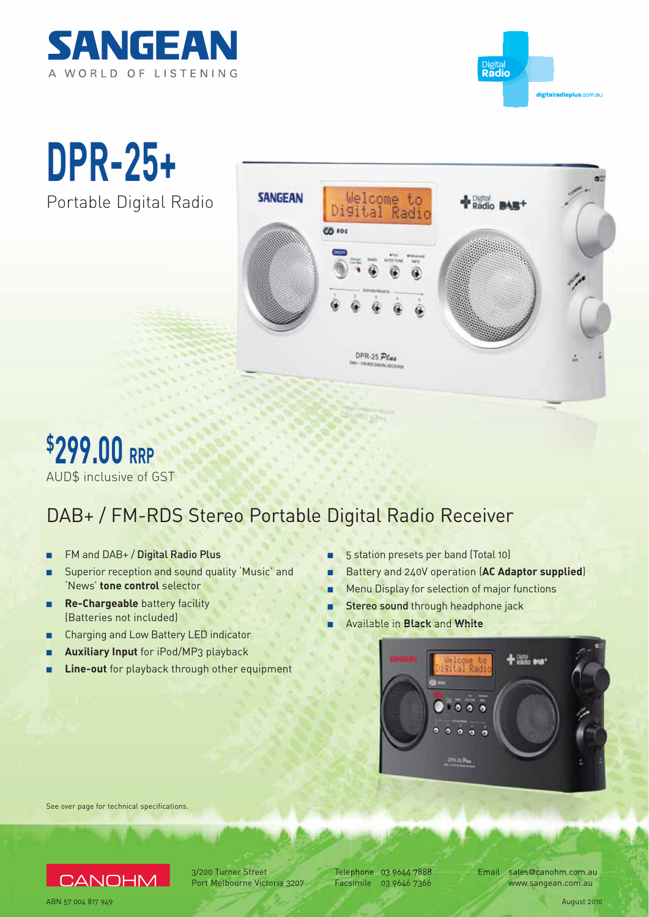# SANGEAN

A WORLD OF LISTENING

Digital Radio

digitalradioplus.com.au

# DPR-25+

Portable Digital Radio

# $299.00 RRP

AUD$ inclusive of GST

## DAB+ / FM-RDS Stereo Portable Digital Radio Receiver

- FM and DAB+ / **Digital Radio Plus**
- Superior reception and sound quality 'Music' and 'News' **tone control** selector
- **Re-Chargeable** battery facility (Batteries not included)
- Charging and Low Battery LED indicator
- **Auxiliary Input** for iPod/MP3 playback
- **Line-out** for playback through other equipment
- 5 station presets per band (Total 10)
- Battery and 240V operation (**AC Adaptor supplied**)
- Menu Display for selection of major functions
- **Stereo sound** through headphone jack
- Available in **Black** and **White**

See over page for technical specifications.

CANOHM

3/200 Turner Street
Port Melbourne Victoria 3207

Telephone 03 9644 7888
Facsimile 03 9646 7366

Email sales@canohm.com.au
www.sangean.com.au

ABN 57 004 817 949

August 2010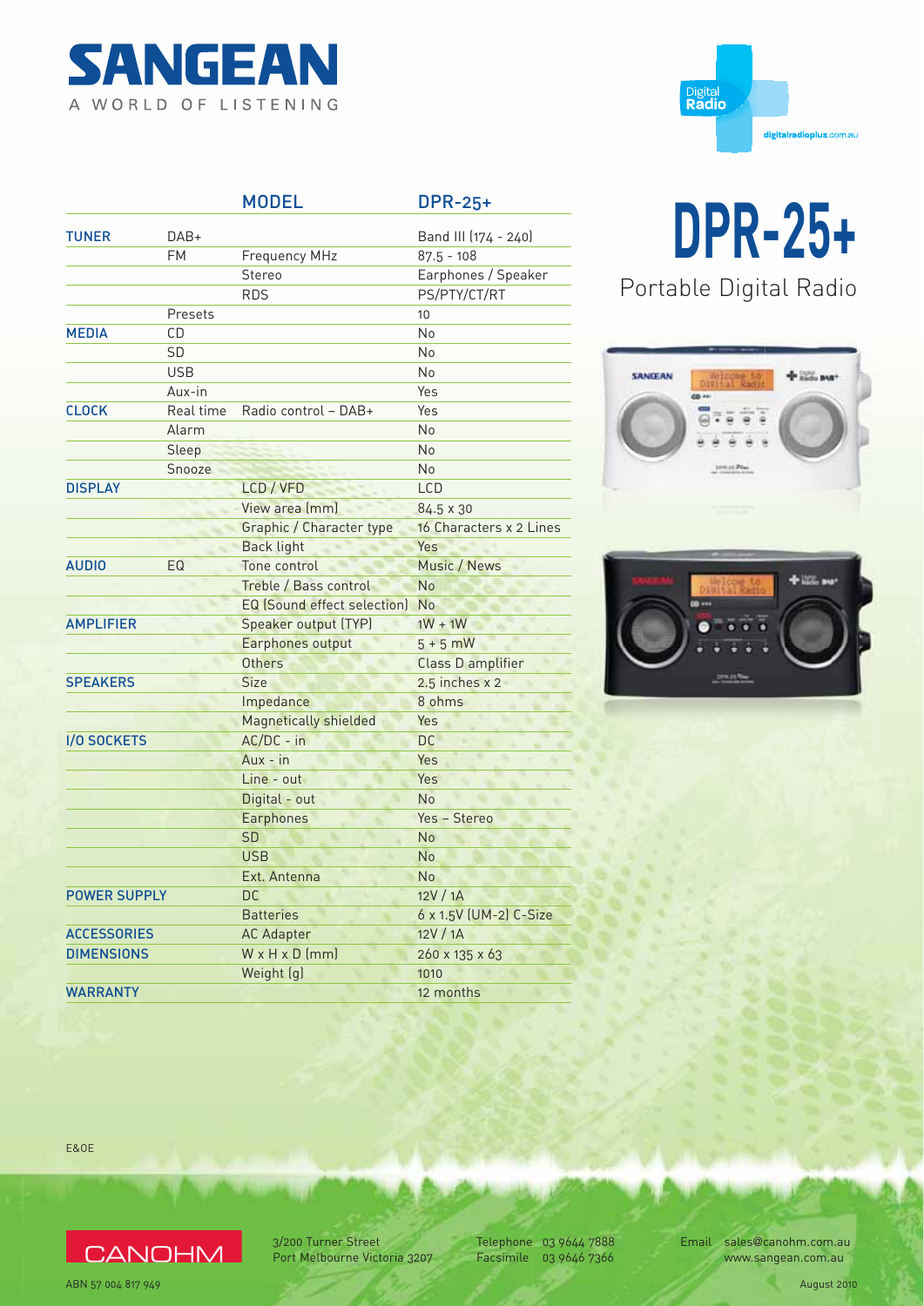# SANGEAN

A WORLD OF LISTENING

Digital Radio

digitalradioplus.com.au

# DPR-25+

## Portable Digital Radio

| | | MODEL | DPR-25+ |
| --- | --- | --- | --- |
| TUNER | DAB+ | | Band III (174 - 240) |
| | FM | Frequency MHz | 87.5 - 108 |
| | | Stereo | Earphones / Speaker |
| | | RDS | PS/PTY/CT/RT |
| | Presets | | 10 |
| MEDIA | CD | | No |
| | SD | | No |
| | USB | | No |
| | Aux-in | | Yes |
| CLOCK | Real time | Radio control – DAB+ | Yes |
| | Alarm | | No |
| | Sleep | | No |
| | Snooze | | No |
| DISPLAY | | LCD / VFD | LCD |
| | | View area (mm) | 84.5 x 30 |
| | | Graphic / Character type | 16 Characters x 2 Lines |
| | | Back light | Yes |
| AUDIO | EQ | Tone control | Music / News |
| | | Treble / Bass control | No |
| | | EQ (Sound effect selection) | No |
| AMPLIFIER | | Speaker output (TYP) | 1W + 1W |
| | | Earphones output | 5 + 5 mW |
| | | Others | Class D amplifier |
| SPEAKERS | | Size | 2.5 inches x 2 |
| | | Impedance | 8 ohms |
| | | Magnetically shielded | Yes |
| I/O SOCKETS | | AC/DC - in | DC |
| | | Aux - in | Yes |
| | | Line - out | Yes |
| | | Digital - out | No |
| | | Earphones | Yes – Stereo |
| | | SD | No |
| | | USB | No |
| | | Ext. Antenna | No |
| POWER SUPPLY | | DC | 12V / 1A |
| | | Batteries | 6 x 1.5V (UM-2) C-Size |
| ACCESSORIES | | AC Adapter | 12V / 1A |
| DIMENSIONS | | W x H x D (mm) | 260 x 135 x 63 |
| | | Weight (g) | 1010 |
| WARRANTY | | | 12 months |

E&OE

CANOHM

3/200 Turner Street
Port Melbourne Victoria 3207

Telephone 03 9644 7888
Facsimile 03 9646 7366

Email sales@canohm.com.au
www.sangean.com.au

ABN 57 004 817 949

August 2010